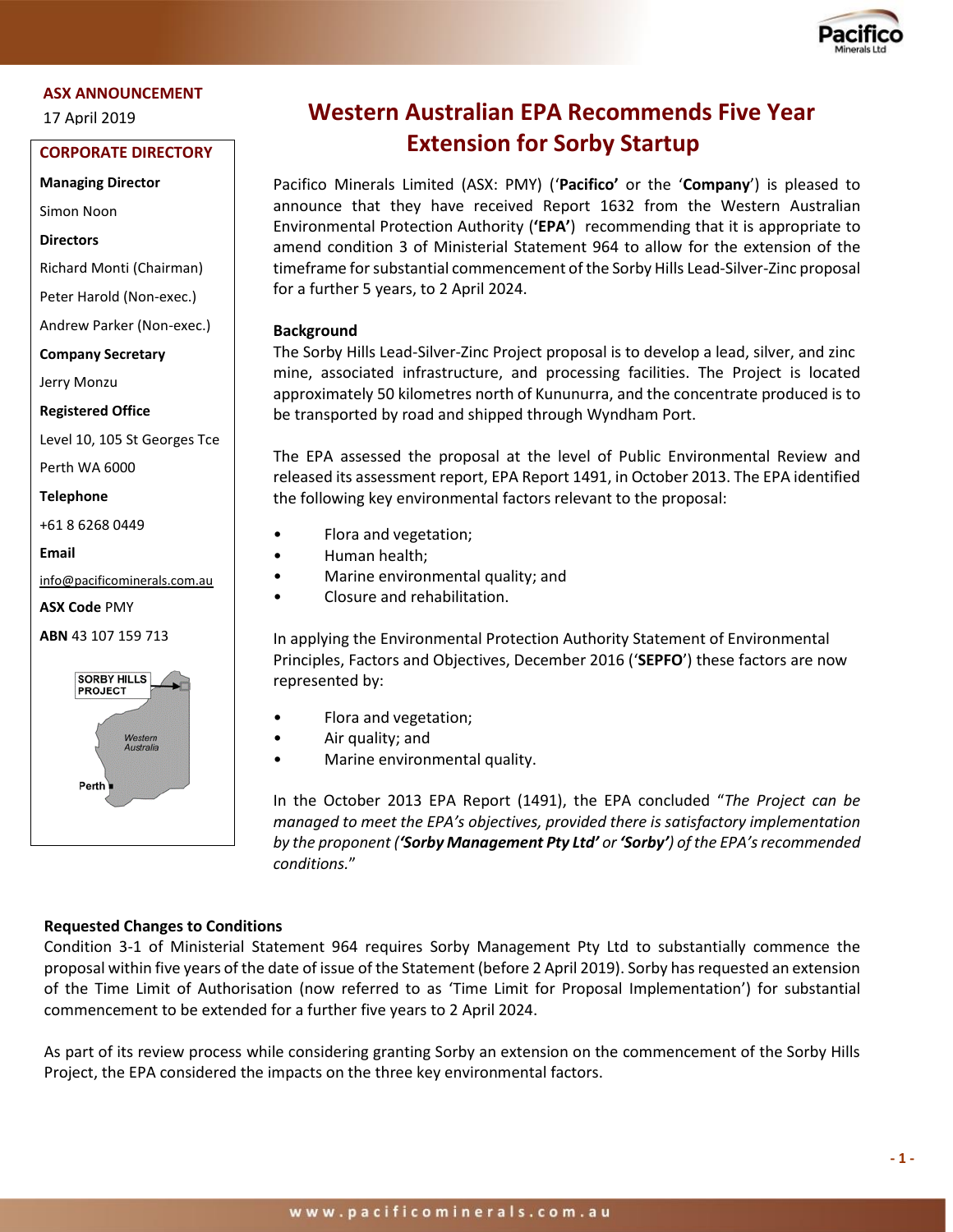ASX ANNOUNCEMENT

17 April 2019

**CORPORATE DIRECTORY**

**Managing Director**

Simon Noon

**Directors**

Richard Monti (Chairman)

Peter Harold (Non-exec.)

Andrew Parker (Non-exec.)

**Company Secretary**

Jerry Monzu

**Registered Office**

Level 10, 105 St Georges Tce

Perth WA 6000

**Telephone**

+61 8 6268 0449

**Email**

info@pacificominerals.com.au

**ASX Code** PMY

**ABN** 43 107 159 713

# Western Australian EPA Recommends Five Year Extension for Sorby Startup

Pacifico Minerals Limited (ASX: PMY) ('**Pacifico'** or the '**Company**') is pleased to announce that they have received Report 1632 from the Western Australian Environmental Protection Authority (**'EPA'**) recommending that it is appropriate to amend condition 3 of Ministerial Statement 964 to allow for the extension of the timeframe for substantial commencement of the Sorby Hills Lead-Silver-Zinc proposal for a further 5 years, to 2 April 2024.

**Background**

The Sorby Hills Lead-Silver-Zinc Project proposal is to develop a lead, silver, and zinc mine, associated infrastructure, and processing facilities. The Project is located approximately 50 kilometres north of Kununurra, and the concentrate produced is to be transported by road and shipped through Wyndham Port.

The EPA assessed the proposal at the level of Public Environmental Review and released its assessment report, EPA Report 1491, in October 2013. The EPA identified the following key environmental factors relevant to the proposal:

- Flora and vegetation;
- Human health;
- Marine environmental quality; and
- Closure and rehabilitation.

In applying the Environmental Protection Authority Statement of Environmental Principles, Factors and Objectives, December 2016 ('**SEPFO**') these factors are now represented by:

- Flora and vegetation;
- Air quality; and
- Marine environmental quality.

In the October 2013 EPA Report (1491), the EPA concluded "*The Project can be managed to meet the EPA's objectives, provided there is satisfactory implementation by the proponent (**'Sorby Management Pty Ltd'** or **'Sorby'**) of the EPA's recommended conditions.*"

**Requested Changes to Conditions**

Condition 3-1 of Ministerial Statement 964 requires Sorby Management Pty Ltd to substantially commence the proposal within five years of the date of issue of the Statement (before 2 April 2019). Sorby has requested an extension of the Time Limit of Authorisation (now referred to as 'Time Limit for Proposal Implementation') for substantial commencement to be extended for a further five years to 2 April 2024.

As part of its review process while considering granting Sorby an extension on the commencement of the Sorby Hills Project, the EPA considered the impacts on the three key environmental factors.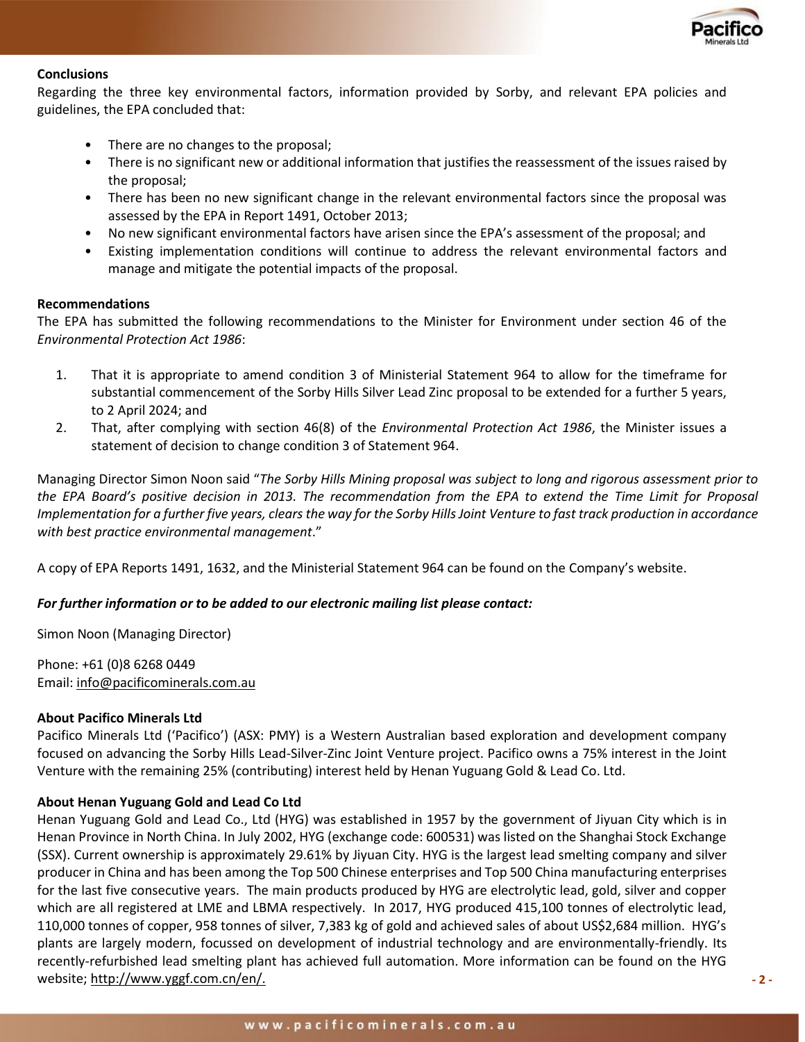**Conclusions**

Regarding the three key environmental factors, information provided by Sorby, and relevant EPA policies and guidelines, the EPA concluded that:

- There are no changes to the proposal;
- There is no significant new or additional information that justifies the reassessment of the issues raised by the proposal;
- There has been no new significant change in the relevant environmental factors since the proposal was assessed by the EPA in Report 1491, October 2013;
- No new significant environmental factors have arisen since the EPA's assessment of the proposal; and
- Existing implementation conditions will continue to address the relevant environmental factors and manage and mitigate the potential impacts of the proposal.

**Recommendations**

The EPA has submitted the following recommendations to the Minister for Environment under section 46 of the *Environmental Protection Act 1986*:

1. That it is appropriate to amend condition 3 of Ministerial Statement 964 to allow for the timeframe for substantial commencement of the Sorby Hills Silver Lead Zinc proposal to be extended for a further 5 years, to 2 April 2024; and
2. That, after complying with section 46(8) of the *Environmental Protection Act 1986*, the Minister issues a statement of decision to change condition 3 of Statement 964.

Managing Director Simon Noon said "*The Sorby Hills Mining proposal was subject to long and rigorous assessment prior to the EPA Board's positive decision in 2013. The recommendation from the EPA to extend the Time Limit for Proposal Implementation for a further five years, clears the way for the Sorby Hills Joint Venture to fast track production in accordance with best practice environmental management*."

A copy of EPA Reports 1491, 1632, and the Ministerial Statement 964 can be found on the Company's website.

***For further information or to be added to our electronic mailing list please contact:***

Simon Noon (Managing Director)

Phone: +61 (0)8 6268 0449
Email: info@pacificominerals.com.au

**About Pacifico Minerals Ltd**

Pacifico Minerals Ltd ('Pacifico') (ASX: PMY) is a Western Australian based exploration and development company focused on advancing the Sorby Hills Lead-Silver-Zinc Joint Venture project. Pacifico owns a 75% interest in the Joint Venture with the remaining 25% (contributing) interest held by Henan Yuguang Gold & Lead Co. Ltd.

**About Henan Yuguang Gold and Lead Co Ltd**

Henan Yuguang Gold and Lead Co., Ltd (HYG) was established in 1957 by the government of Jiyuan City which is in Henan Province in North China. In July 2002, HYG (exchange code: 600531) was listed on the Shanghai Stock Exchange (SSX). Current ownership is approximately 29.61% by Jiyuan City. HYG is the largest lead smelting company and silver producer in China and has been among the Top 500 Chinese enterprises and Top 500 China manufacturing enterprises for the last five consecutive years. The main products produced by HYG are electrolytic lead, gold, silver and copper which are all registered at LME and LBMA respectively. In 2017, HYG produced 415,100 tonnes of electrolytic lead, 110,000 tonnes of copper, 958 tonnes of silver, 7,383 kg of gold and achieved sales of about US$2,684 million. HYG's plants are largely modern, focussed on development of industrial technology and are environmentally-friendly. Its recently-refurbished lead smelting plant has achieved full automation. More information can be found on the HYG website; http://www.yggf.com.cn/en/.